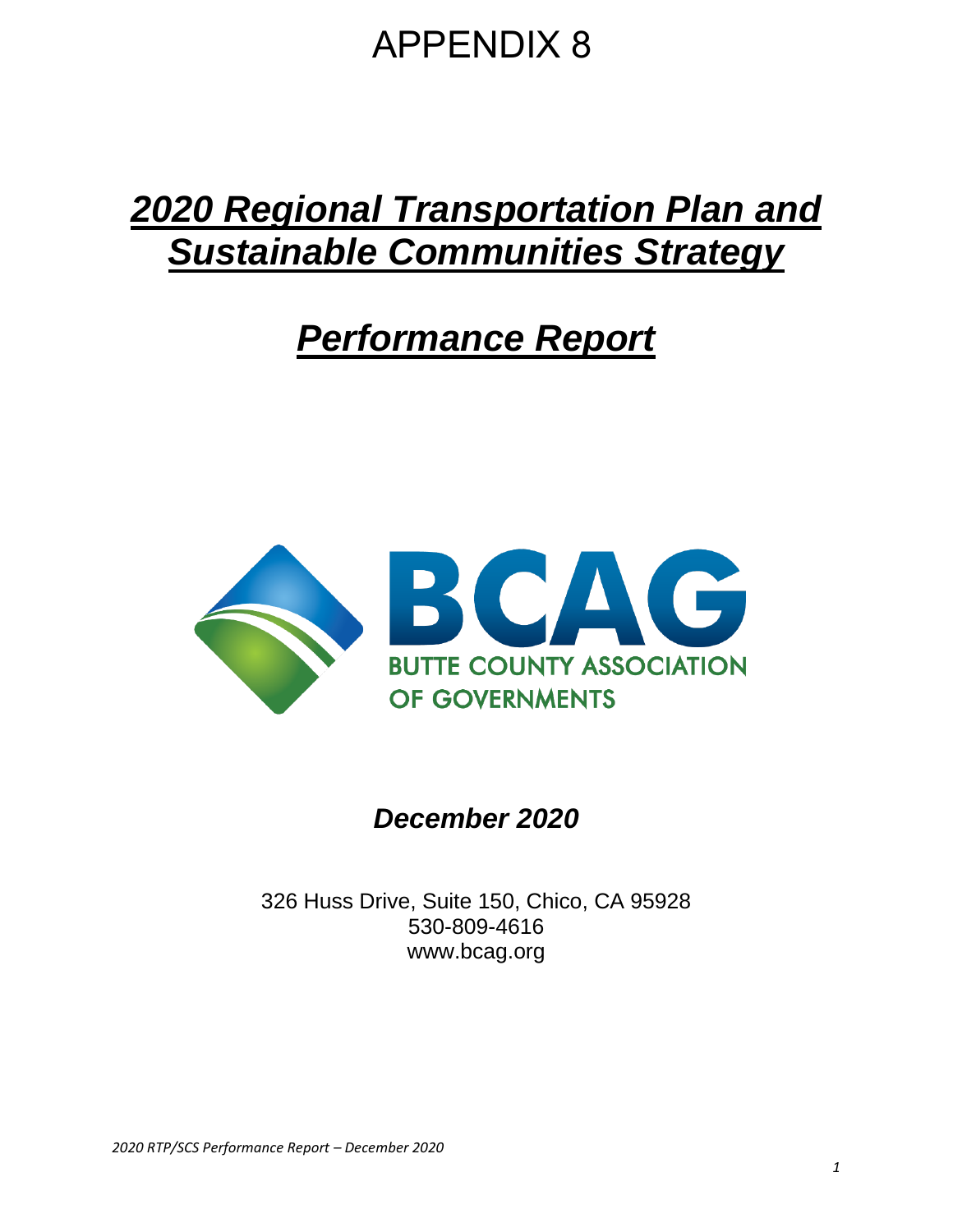# APPENDIX 8

# *2020 Regional Transportation Plan and Sustainable Communities Strategy*

# *Performance Report*

BCAG

BUTTE COUNTY ASSOCIATION OF GOVERNMENTS

***December 2020***

326 Huss Drive, Suite 150, Chico, CA 95928
530-809-4616
www.bcag.org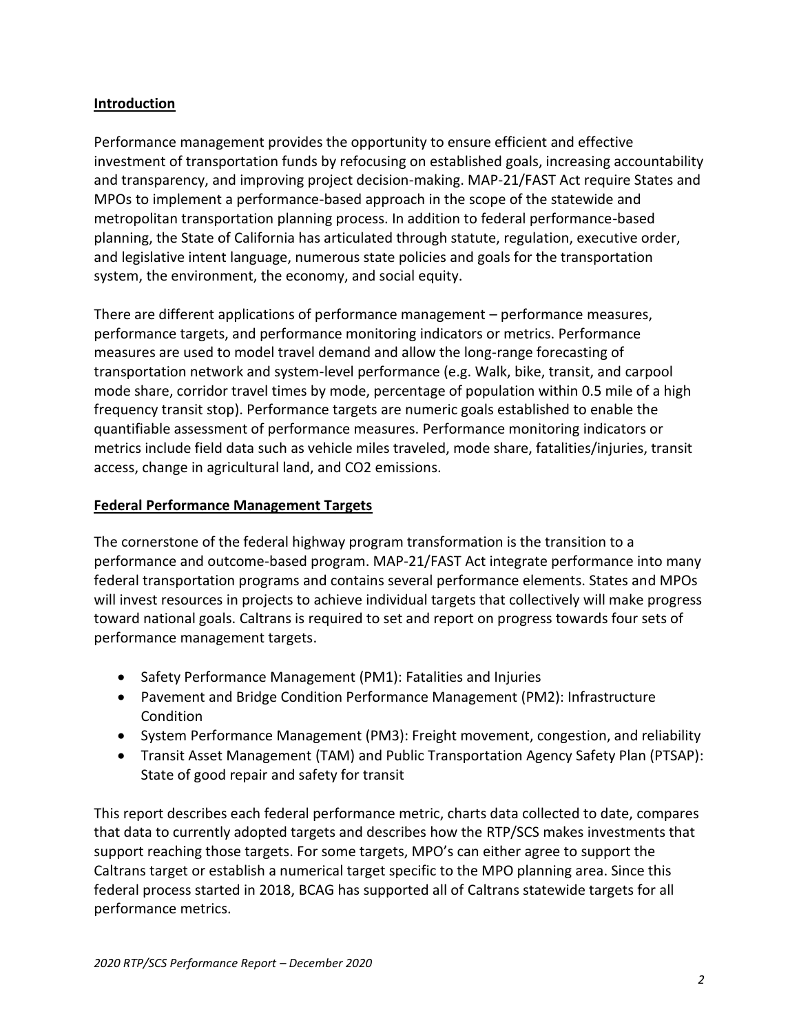## Introduction

Performance management provides the opportunity to ensure efficient and effective investment of transportation funds by refocusing on established goals, increasing accountability and transparency, and improving project decision-making. MAP-21/FAST Act require States and MPOs to implement a performance-based approach in the scope of the statewide and metropolitan transportation planning process. In addition to federal performance-based planning, the State of California has articulated through statute, regulation, executive order, and legislative intent language, numerous state policies and goals for the transportation system, the environment, the economy, and social equity.

There are different applications of performance management – performance measures, performance targets, and performance monitoring indicators or metrics. Performance measures are used to model travel demand and allow the long-range forecasting of transportation network and system-level performance (e.g. Walk, bike, transit, and carpool mode share, corridor travel times by mode, percentage of population within 0.5 mile of a high frequency transit stop). Performance targets are numeric goals established to enable the quantifiable assessment of performance measures. Performance monitoring indicators or metrics include field data such as vehicle miles traveled, mode share, fatalities/injuries, transit access, change in agricultural land, and $CO_2$ emissions.

## Federal Performance Management Targets

The cornerstone of the federal highway program transformation is the transition to a performance and outcome-based program. MAP-21/FAST Act integrate performance into many federal transportation programs and contains several performance elements. States and MPOs will invest resources in projects to achieve individual targets that collectively will make progress toward national goals. Caltrans is required to set and report on progress towards four sets of performance management targets.

- Safety Performance Management (PM1): Fatalities and Injuries
- Pavement and Bridge Condition Performance Management (PM2): Infrastructure Condition
- System Performance Management (PM3): Freight movement, congestion, and reliability
- Transit Asset Management (TAM) and Public Transportation Agency Safety Plan (PTSAP): State of good repair and safety for transit

This report describes each federal performance metric, charts data collected to date, compares that data to currently adopted targets and describes how the RTP/SCS makes investments that support reaching those targets. For some targets, MPO's can either agree to support the Caltrans target or establish a numerical target specific to the MPO planning area. Since this federal process started in 2018, BCAG has supported all of Caltrans statewide targets for all performance metrics.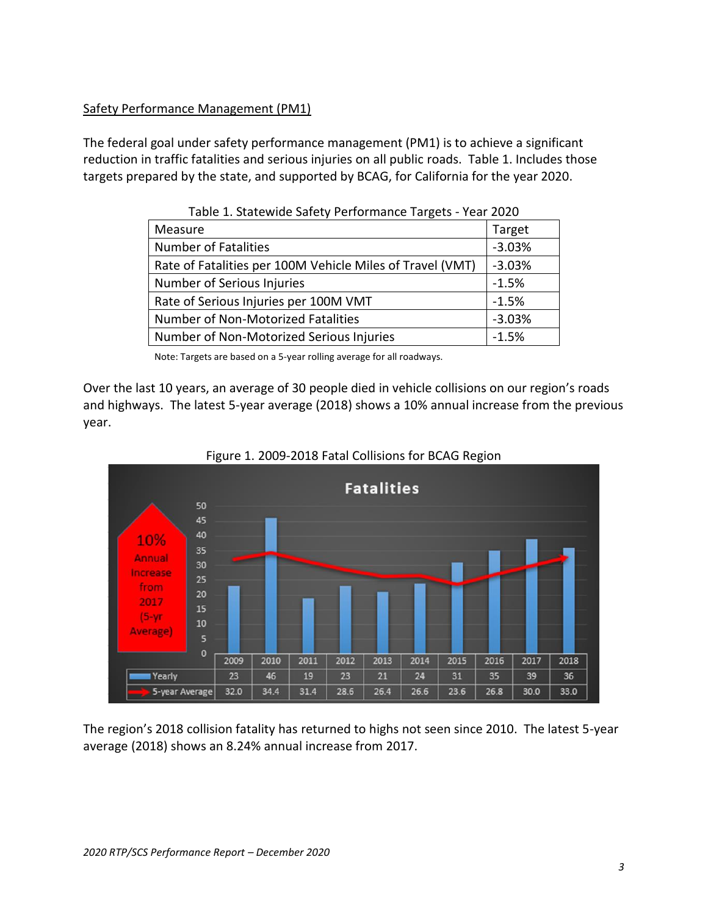## Safety Performance Management (PM1)

The federal goal under safety performance management (PM1) is to achieve a significant reduction in traffic fatalities and serious injuries on all public roads. Table 1. Includes those targets prepared by the state, and supported by BCAG, for California for the year 2020.

Table 1. Statewide Safety Performance Targets - Year 2020

| Measure | Target |
|---|---|
| Number of Fatalities | -3.03% |
| Rate of Fatalities per 100M Vehicle Miles of Travel (VMT) | -3.03% |
| Number of Serious Injuries | -1.5% |
| Rate of Serious Injuries per 100M VMT | -1.5% |
| Number of Non-Motorized Fatalities | -3.03% |
| Number of Non-Motorized Serious Injuries | -1.5% |

Note: Targets are based on a 5-year rolling average for all roadways.

Over the last 10 years, an average of 30 people died in vehicle collisions on our region's roads and highways. The latest 5-year average (2018) shows a 10% annual increase from the previous year.

Figure 1. 2009-2018 Fatal Collisions for BCAG Region

**Fatalities**

10% Annual Increase from 2017 (5-yr Average)

| | 2009 | 2010 | 2011 | 2012 | 2013 | 2014 | 2015 | 2016 | 2017 | 2018 |
|---|---|---|---|---|---|---|---|---|---|---|
| Yearly | 23 | 46 | 19 | 23 | 21 | 24 | 31 | 35 | 39 | 36 |
| 5-year Average | 32.0 | 34.4 | 31.4 | 28.6 | 26.4 | 26.6 | 23.6 | 26.8 | 30.0 | 33.0 |

The region's 2018 collision fatality has returned to highs not seen since 2010. The latest 5-year average (2018) shows an 8.24% annual increase from 2017.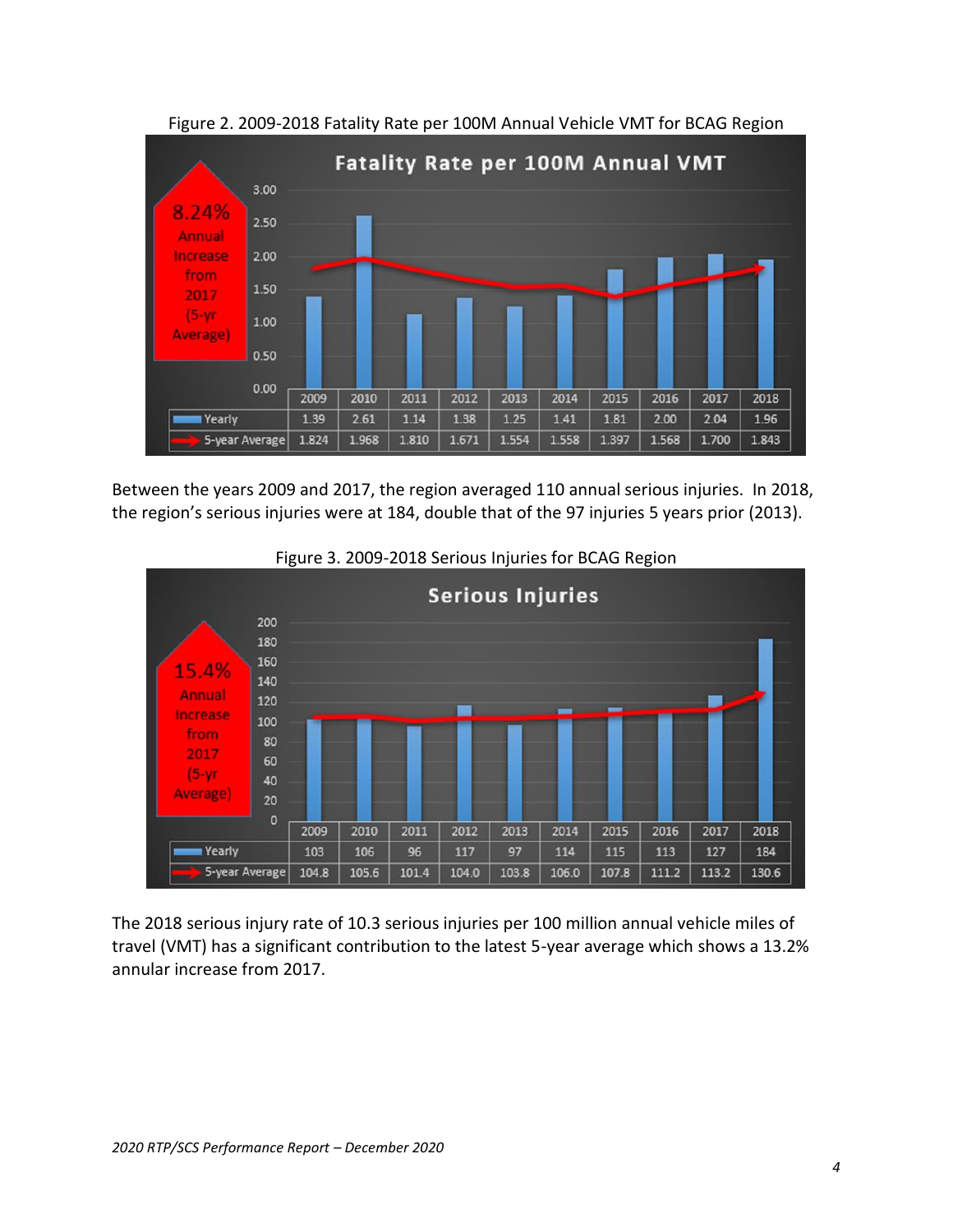Figure 2. 2009-2018 Fatality Rate per 100M Annual Vehicle VMT for BCAG Region

**Fatality Rate per 100M Annual VMT**

8.24% Annual Increase from 2017 (5-yr Average)

| | 2009 | 2010 | 2011 | 2012 | 2013 | 2014 | 2015 | 2016 | 2017 | 2018 |
|---|---|---|---|---|---|---|---|---|---|---|
| Yearly | 1.39 | 2.61 | 1.14 | 1.38 | 1.25 | 1.41 | 1.81 | 2.00 | 2.04 | 1.96 |
| 5-year Average | 1.824 | 1.968 | 1.810 | 1.671 | 1.554 | 1.558 | 1.397 | 1.568 | 1.700 | 1.843 |

Between the years 2009 and 2017, the region averaged 110 annual serious injuries. In 2018, the region's serious injuries were at 184, double that of the 97 injuries 5 years prior (2013).

Figure 3. 2009-2018 Serious Injuries for BCAG Region

**Serious Injuries**

15.4% Annual Increase from 2017 (5-yr Average)

| | 2009 | 2010 | 2011 | 2012 | 2013 | 2014 | 2015 | 2016 | 2017 | 2018 |
|---|---|---|---|---|---|---|---|---|---|---|
| Yearly | 103 | 106 | 96 | 117 | 97 | 114 | 115 | 113 | 127 | 184 |
| 5-year Average | 104.8 | 105.6 | 101.4 | 104.0 | 103.8 | 106.0 | 107.8 | 111.2 | 113.2 | 130.6 |

The 2018 serious injury rate of 10.3 serious injuries per 100 million annual vehicle miles of travel (VMT) has a significant contribution to the latest 5-year average which shows a 13.2% annular increase from 2017.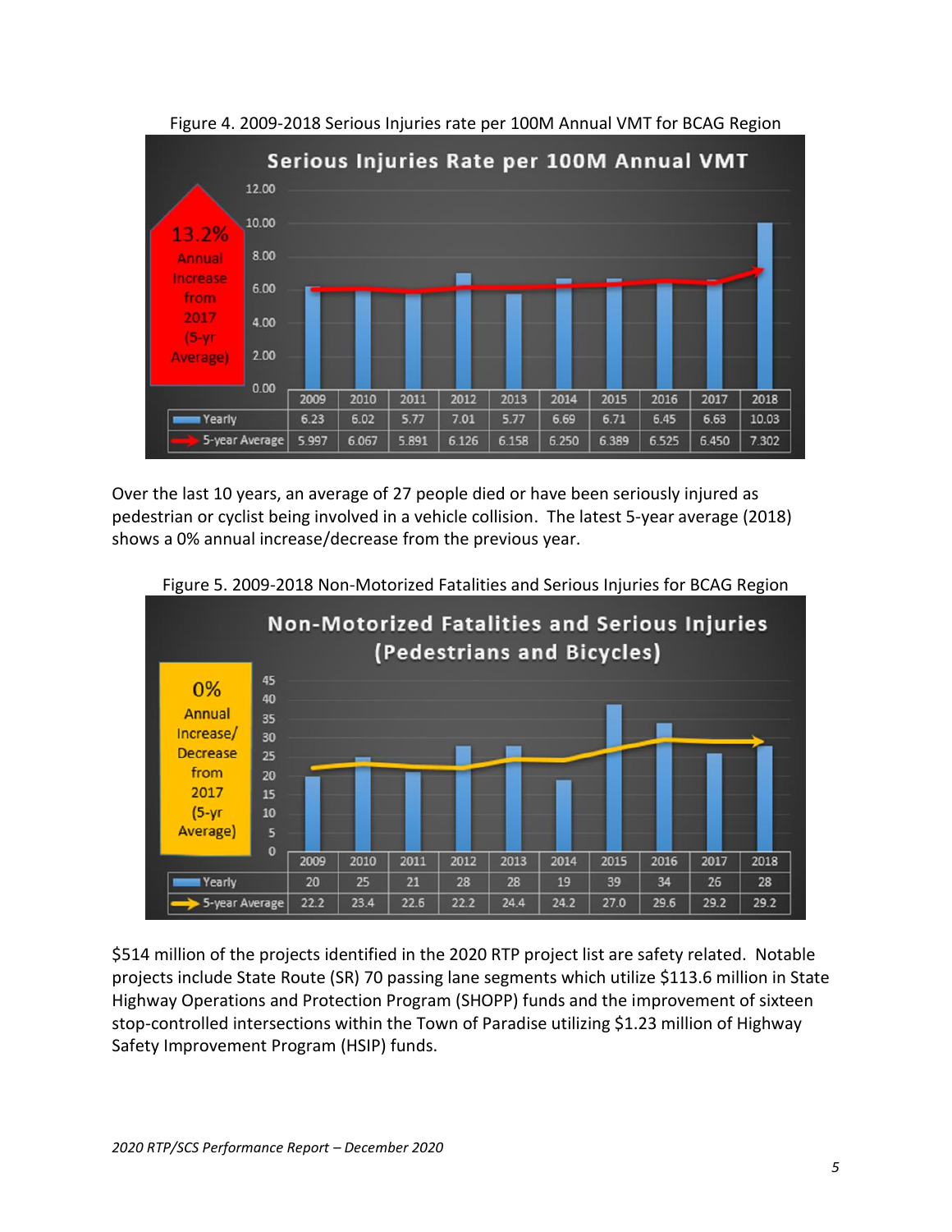Figure 4. 2009-2018 Serious Injuries rate per 100M Annual VMT for BCAG Region

**Serious Injuries Rate per 100M Annual VMT**

13.2% Annual Increase from 2017 (5-yr Average)

| | 2009 | 2010 | 2011 | 2012 | 2013 | 2014 | 2015 | 2016 | 2017 | 2018 |
|---|---|---|---|---|---|---|---|---|---|---|
| Yearly | 6.23 | 6.02 | 5.77 | 7.01 | 5.77 | 6.69 | 6.71 | 6.45 | 6.63 | 10.03 |
| 5-year Average | 5.997 | 6.067 | 5.891 | 6.126 | 6.158 | 6.250 | 6.389 | 6.525 | 6.450 | 7.302 |

Over the last 10 years, an average of 27 people died or have been seriously injured as pedestrian or cyclist being involved in a vehicle collision. The latest 5-year average (2018) shows a 0% annual increase/decrease from the previous year.

Figure 5. 2009-2018 Non-Motorized Fatalities and Serious Injuries for BCAG Region

**Non-Motorized Fatalities and Serious Injuries (Pedestrians and Bicycles)**

0% Annual Increase/ Decrease from 2017 (5-yr Average)

| | 2009 | 2010 | 2011 | 2012 | 2013 | 2014 | 2015 | 2016 | 2017 | 2018 |
|---|---|---|---|---|---|---|---|---|---|---|
| Yearly | 20 | 25 | 21 | 28 | 28 | 19 | 39 | 34 | 26 | 28 |
| 5-year Average | 22.2 | 23.4 | 22.6 | 22.2 | 24.4 | 24.2 | 27.0 | 29.6 | 29.2 | 29.2 |

$514 million of the projects identified in the 2020 RTP project list are safety related. Notable projects include State Route (SR) 70 passing lane segments which utilize $113.6 million in State Highway Operations and Protection Program (SHOPP) funds and the improvement of sixteen stop-controlled intersections within the Town of Paradise utilizing $1.23 million of Highway Safety Improvement Program (HSIP) funds.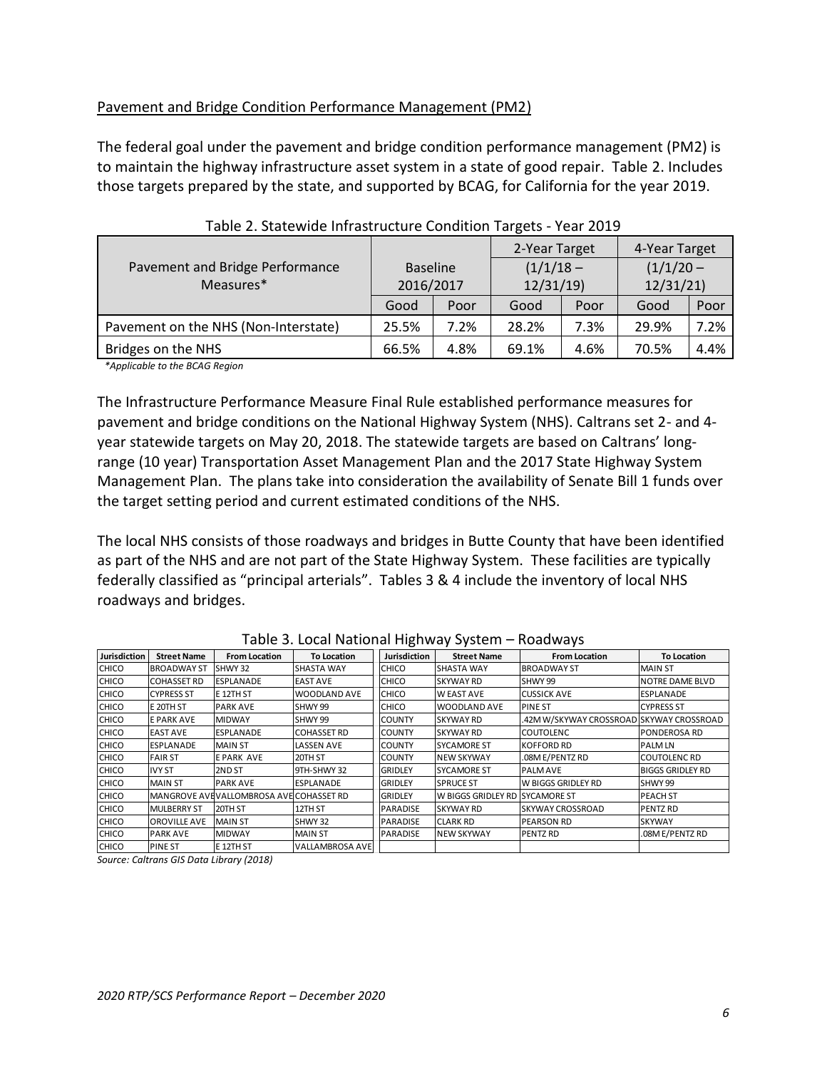Pavement and Bridge Condition Performance Management (PM2)

The federal goal under the pavement and bridge condition performance management (PM2) is to maintain the highway infrastructure asset system in a state of good repair. Table 2. Includes those targets prepared by the state, and supported by BCAG, for California for the year 2019.

Table 2. Statewide Infrastructure Condition Targets - Year 2019

| Pavement and Bridge Performance Measures* | Baseline 2016/2017 | | 2-Year Target (1/1/18 – 12/31/19) | | 4-Year Target (1/1/20 – 12/31/21) | |
|---|---|---|---|---|---|---|
| | Good | Poor | Good | Poor | Good | Poor |
| Pavement on the NHS (Non-Interstate) | 25.5% | 7.2% | 28.2% | 7.3% | 29.9% | 7.2% |
| Bridges on the NHS | 66.5% | 4.8% | 69.1% | 4.6% | 70.5% | 4.4% |

*\*Applicable to the BCAG Region*

The Infrastructure Performance Measure Final Rule established performance measures for pavement and bridge conditions on the National Highway System (NHS). Caltrans set 2- and 4-year statewide targets on May 20, 2018. The statewide targets are based on Caltrans' long-range (10 year) Transportation Asset Management Plan and the 2017 State Highway System Management Plan. The plans take into consideration the availability of Senate Bill 1 funds over the target setting period and current estimated conditions of the NHS.

The local NHS consists of those roadways and bridges in Butte County that have been identified as part of the NHS and are not part of the State Highway System. These facilities are typically federally classified as "principal arterials". Tables 3 & 4 include the inventory of local NHS roadways and bridges.

Table 3. Local National Highway System – Roadways

| Jurisdiction | Street Name | From Location | To Location | Jurisdiction | Street Name | From Location | To Location |
|---|---|---|---|---|---|---|---|
| CHICO | BROADWAY ST | SHWY 32 | SHASTA WAY | CHICO | SHASTA WAY | BROADWAY ST | MAIN ST |
| CHICO | COHASSET RD | ESPLANADE | EAST AVE | CHICO | SKYWAY RD | SHWY 99 | NOTRE DAME BLVD |
| CHICO | CYPRESS ST | E 12TH ST | WOODLAND AVE | CHICO | W EAST AVE | CUSSICK AVE | ESPLANADE |
| CHICO | E 20TH ST | PARK AVE | SHWY 99 | CHICO | WOODLAND AVE | PINE ST | CYPRESS ST |
| CHICO | E PARK AVE | MIDWAY | SHWY 99 | COUNTY | SKYWAY RD | .42M W/SKYWAY CROSSROAD | SKYWAY CROSSROAD |
| CHICO | EAST AVE | ESPLANADE | COHASSET RD | COUNTY | SKYWAY RD | COUTOLENC | PONDEROSA RD |
| CHICO | ESPLANADE | MAIN ST | LASSEN AVE | COUNTY | SYCAMORE ST | KOFFORD RD | PALM LN |
| CHICO | FAIR ST | E PARK AVE | 20TH ST | COUNTY | NEW SKYWAY | .08M E/PENTZ RD | COUTOLENC RD |
| CHICO | IVY ST | 2ND ST | 9TH-SHWY 32 | GRIDLEY | SYCAMORE ST | PALM AVE | BIGGS GRIDLEY RD |
| CHICO | MAIN ST | PARK AVE | ESPLANADE | GRIDLEY | SPRUCE ST | W BIGGS GRIDLEY RD | SHWY 99 |
| CHICO | MANGROVE AVE | VALLOMBROSA AVE | COHASSET RD | GRIDLEY | W BIGGS GRIDLEY RD | SYCAMORE ST | PEACH ST |
| CHICO | MULBERRY ST | 20TH ST | 12TH ST | PARADISE | SKYWAY RD | SKYWAY CROSSROAD | PENTZ RD |
| CHICO | OROVILLE AVE | MAIN ST | SHWY 32 | PARADISE | CLARK RD | PEARSON RD | SKYWAY |
| CHICO | PARK AVE | MIDWAY | MAIN ST | PARADISE | NEW SKYWAY | PENTZ RD | .08M E/PENTZ RD |
| CHICO | PINE ST | E 12TH ST | VALLAMBROSA AVE | | | | |

*Source: Caltrans GIS Data Library (2018)*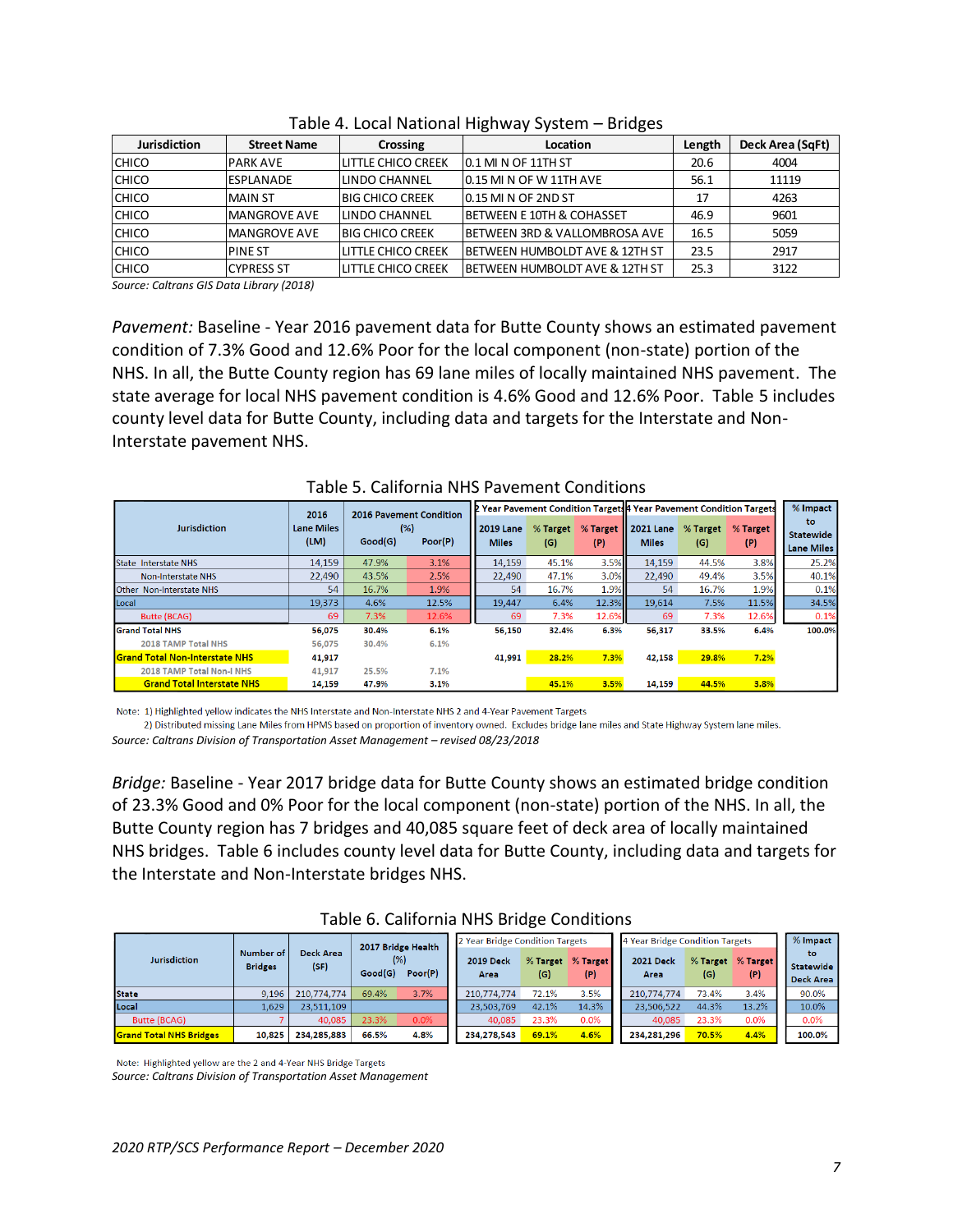Table 4. Local National Highway System – Bridges

| Jurisdiction | Street Name | Crossing | Location | Length | Deck Area (SqFt) |
|---|---|---|---|---|---|
| CHICO | PARK AVE | LITTLE CHICO CREEK | 0.1 MI N OF 11TH ST | 20.6 | 4004 |
| CHICO | ESPLANADE | LINDO CHANNEL | 0.15 MI N OF W 11TH AVE | 56.1 | 11119 |
| CHICO | MAIN ST | BIG CHICO CREEK | 0.15 MI N OF 2ND ST | 17 | 4263 |
| CHICO | MANGROVE AVE | LINDO CHANNEL | BETWEEN E 10TH & COHASSET | 46.9 | 9601 |
| CHICO | MANGROVE AVE | BIG CHICO CREEK | BETWEEN 3RD & VALLOMBROSA AVE | 16.5 | 5059 |
| CHICO | PINE ST | LITTLE CHICO CREEK | BETWEEN HUMBOLDT AVE & 12TH ST | 23.5 | 2917 |
| CHICO | CYPRESS ST | LITTLE CHICO CREEK | BETWEEN HUMBOLDT AVE & 12TH ST | 25.3 | 3122 |

*Source: Caltrans GIS Data Library (2018)*

*Pavement:* Baseline - Year 2016 pavement data for Butte County shows an estimated pavement condition of 7.3% Good and 12.6% Poor for the local component (non-state) portion of the NHS. In all, the Butte County region has 69 lane miles of locally maintained NHS pavement. The state average for local NHS pavement condition is 4.6% Good and 12.6% Poor. Table 5 includes county level data for Butte County, including data and targets for the Interstate and Non-Interstate pavement NHS.

Table 5. California NHS Pavement Conditions

| Jurisdiction | 2016 Lane Miles (LM) | 2016 Pavement Condition (%) | | 2 Year Pavement Condition Targets | | | 4 Year Pavement Condition Targets | | | % Impact to Statewide Lane Miles |
|---|---|---|---|---|---|---|---|---|---|---|
| | | Good(G) | Poor(P) | 2019 Lane Miles | % Target (G) | % Target (P) | 2021 Lane Miles | % Target (G) | % Target (P) | |
| State Interstate NHS | 14,159 | 47.9% | 3.1% | 14,159 | 45.1% | 3.5% | 14,159 | 44.5% | 3.8% | 25.2% |
| Non-Interstate NHS | 22,490 | 43.5% | 2.5% | 22,490 | 47.1% | 3.0% | 22,490 | 49.4% | 3.5% | 40.1% |
| Other Non-Interstate NHS | 54 | 16.7% | 1.9% | 54 | 16.7% | 1.9% | 54 | 16.7% | 1.9% | 0.1% |
| Local | 19,373 | 4.6% | 12.5% | 19,447 | 6.4% | 12.3% | 19,614 | 7.5% | 11.5% | 34.5% |
| Butte (BCAG) | 69 | 7.3% | 12.6% | 69 | 7.3% | 12.6% | 69 | 7.3% | 12.6% | 0.1% |
| **Grand Total NHS** | **56,075** | **30.4%** | **6.1%** | **56,150** | **32.4%** | **6.3%** | **56,317** | **33.5%** | **6.4%** | **100.0%** |
| 2018 TAMP Total NHS | 56,075 | 30.4% | 6.1% | | | | | | | |
| **Grand Total Non-Interstate NHS** | **41,917** | | | **41,991** | **28.2%** | **7.3%** | **42,158** | **29.8%** | **7.2%** | |
| 2018 TAMP Total Non-I NHS | 41,917 | 25.5% | 7.1% | | | | | | | |
| **Grand Total Interstate NHS** | **14,159** | **47.9%** | **3.1%** | | **45.1%** | **3.5%** | **14,159** | **44.5%** | **3.8%** | |

Note: 1) Highlighted yellow indicates the NHS Interstate and Non-Interstate NHS 2 and 4-Year Pavement Targets
2) Distributed missing Lane Miles from HPMS based on proportion of inventory owned. Excludes bridge lane miles and State Highway System lane miles.

*Source: Caltrans Division of Transportation Asset Management – revised 08/23/2018*

*Bridge:* Baseline - Year 2017 bridge data for Butte County shows an estimated bridge condition of 23.3% Good and 0% Poor for the local component (non-state) portion of the NHS. In all, the Butte County region has 7 bridges and 40,085 square feet of deck area of locally maintained NHS bridges. Table 6 includes county level data for Butte County, including data and targets for the Interstate and Non-Interstate bridges NHS.

Table 6. California NHS Bridge Conditions

| Jurisdiction | Number of Bridges | Deck Area (SF) | 2017 Bridge Health (%) | | 2 Year Bridge Condition Targets | | | 4 Year Bridge Condition Targets | | | % Impact to Statewide Deck Area |
|---|---|---|---|---|---|---|---|---|---|---|---|
| | | | Good(G) | Poor(P) | 2019 Deck Area | % Target (G) | % Target (P) | 2021 Deck Area | % Target (G) | % Target (P) | |
| State | 9,196 | 210,774,774 | 69.4% | 3.7% | 210,774,774 | 72.1% | 3.5% | 210,774,774 | 73.4% | 3.4% | 90.0% |
| Local | 1,629 | 23,511,109 | | | 23,503,769 | 42.1% | 14.3% | 23,506,522 | 44.3% | 13.2% | 10.0% |
| Butte (BCAG) | 7 | 40,085 | 23.3% | 0.0% | 40,085 | 23.3% | 0.0% | 40,085 | 23.3% | 0.0% | 0.0% |
| **Grand Total NHS Bridges** | **10,825** | **234,285,883** | **66.5%** | **4.8%** | **234,278,543** | **69.1%** | **4.6%** | **234,281,296** | **70.5%** | **4.4%** | **100.0%** |

Note: Highlighted yellow are the 2 and 4-Year NHS Bridge Targets

*Source: Caltrans Division of Transportation Asset Management*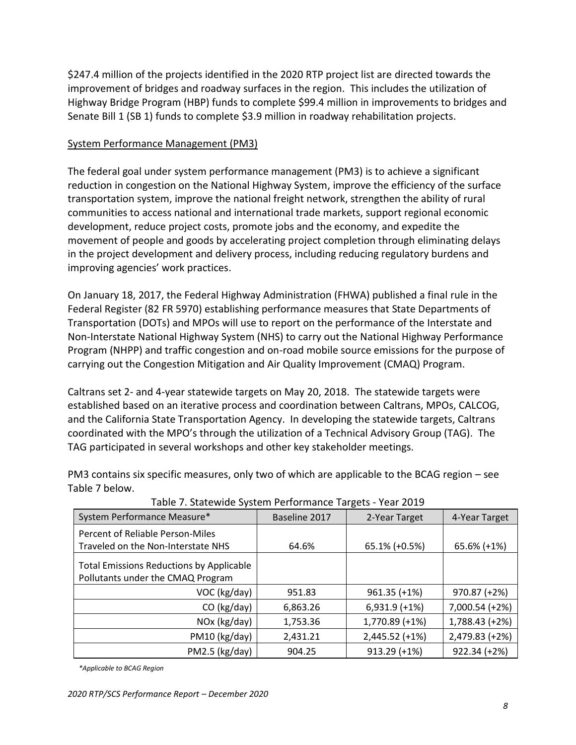$247.4 million of the projects identified in the 2020 RTP project list are directed towards the improvement of bridges and roadway surfaces in the region. This includes the utilization of Highway Bridge Program (HBP) funds to complete $99.4 million in improvements to bridges and Senate Bill 1 (SB 1) funds to complete $3.9 million in roadway rehabilitation projects.

## System Performance Management (PM3)

The federal goal under system performance management (PM3) is to achieve a significant reduction in congestion on the National Highway System, improve the efficiency of the surface transportation system, improve the national freight network, strengthen the ability of rural communities to access national and international trade markets, support regional economic development, reduce project costs, promote jobs and the economy, and expedite the movement of people and goods by accelerating project completion through eliminating delays in the project development and delivery process, including reducing regulatory burdens and improving agencies' work practices.

On January 18, 2017, the Federal Highway Administration (FHWA) published a final rule in the Federal Register (82 FR 5970) establishing performance measures that State Departments of Transportation (DOTs) and MPOs will use to report on the performance of the Interstate and Non-Interstate National Highway System (NHS) to carry out the National Highway Performance Program (NHPP) and traffic congestion and on-road mobile source emissions for the purpose of carrying out the Congestion Mitigation and Air Quality Improvement (CMAQ) Program.

Caltrans set 2- and 4-year statewide targets on May 20, 2018. The statewide targets were established based on an iterative process and coordination between Caltrans, MPOs, CALCOG, and the California State Transportation Agency. In developing the statewide targets, Caltrans coordinated with the MPO's through the utilization of a Technical Advisory Group (TAG). The TAG participated in several workshops and other key stakeholder meetings.

PM3 contains six specific measures, only two of which are applicable to the BCAG region – see Table 7 below.

Table 7. Statewide System Performance Targets - Year 2019

| System Performance Measure* | Baseline 2017 | 2-Year Target | 4-Year Target |
|---|---|---|---|
| Percent of Reliable Person-Miles Traveled on the Non-Interstate NHS | 64.6% | 65.1% (+0.5%) | 65.6% (+1%) |
| Total Emissions Reductions by Applicable Pollutants under the CMAQ Program | | | |
| VOC (kg/day) | 951.83 | 961.35 (+1%) | 970.87 (+2%) |
| CO (kg/day) | 6,863.26 | 6,931.9 (+1%) | 7,000.54 (+2%) |
| NOx (kg/day) | 1,753.36 | 1,770.89 (+1%) | 1,788.43 (+2%) |
| PM10 (kg/day) | 2,431.21 | 2,445.52 (+1%) | 2,479.83 (+2%) |
| PM2.5 (kg/day) | 904.25 | 913.29 (+1%) | 922.34 (+2%) |

*\*Applicable to BCAG Region*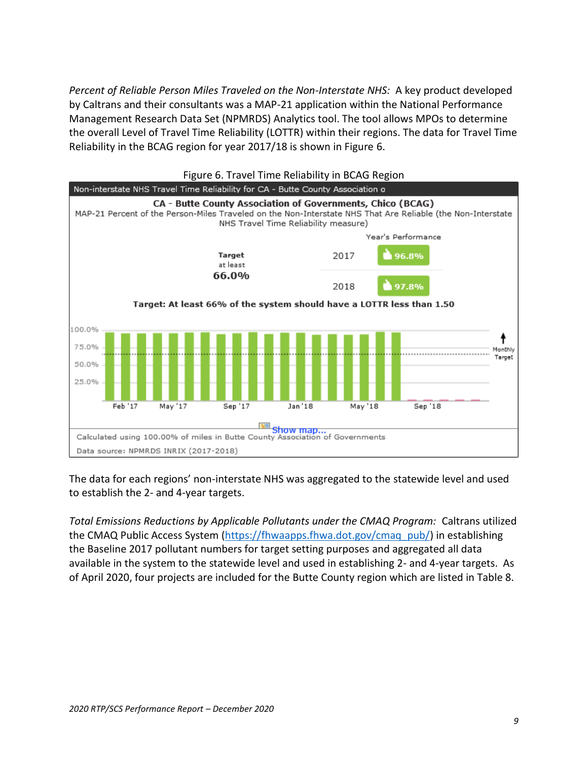*Percent of Reliable Person Miles Traveled on the Non-Interstate NHS:* A key product developed by Caltrans and their consultants was a MAP-21 application within the National Performance Management Research Data Set (NPMRDS) Analytics tool. The tool allows MPOs to determine the overall Level of Travel Time Reliability (LOTTR) within their regions. The data for Travel Time Reliability in the BCAG region for year 2017/18 is shown in Figure 6.

Figure 6. Travel Time Reliability in BCAG Region

Non-interstate NHS Travel Time Reliability for CA - Butte County Association o

**CA - Butte County Association of Governments, Chico (BCAG)**

MAP-21 Percent of the Person-Miles Traveled on the Non-Interstate NHS That Are Reliable (the Non-Interstate NHS Travel Time Reliability measure)

| Target at least | Year | Year's Performance |
|---|---|---|
| 66.0% | 2017 | 96.8% |
| | 2018 | 97.8% |

**Target: At least 66% of the system should have a LOTTR less than 1.50**

Calculated using 100.00% of miles in Butte County Association of Governments

Data source: NPMRDS INRIX (2017-2018)

The data for each regions' non-interstate NHS was aggregated to the statewide level and used to establish the 2- and 4-year targets.

*Total Emissions Reductions by Applicable Pollutants under the CMAQ Program:* Caltrans utilized the CMAQ Public Access System (https://fhwaapps.fhwa.dot.gov/cmaq_pub/) in establishing the Baseline 2017 pollutant numbers for target setting purposes and aggregated all data available in the system to the statewide level and used in establishing 2- and 4-year targets. As of April 2020, four projects are included for the Butte County region which are listed in Table 8.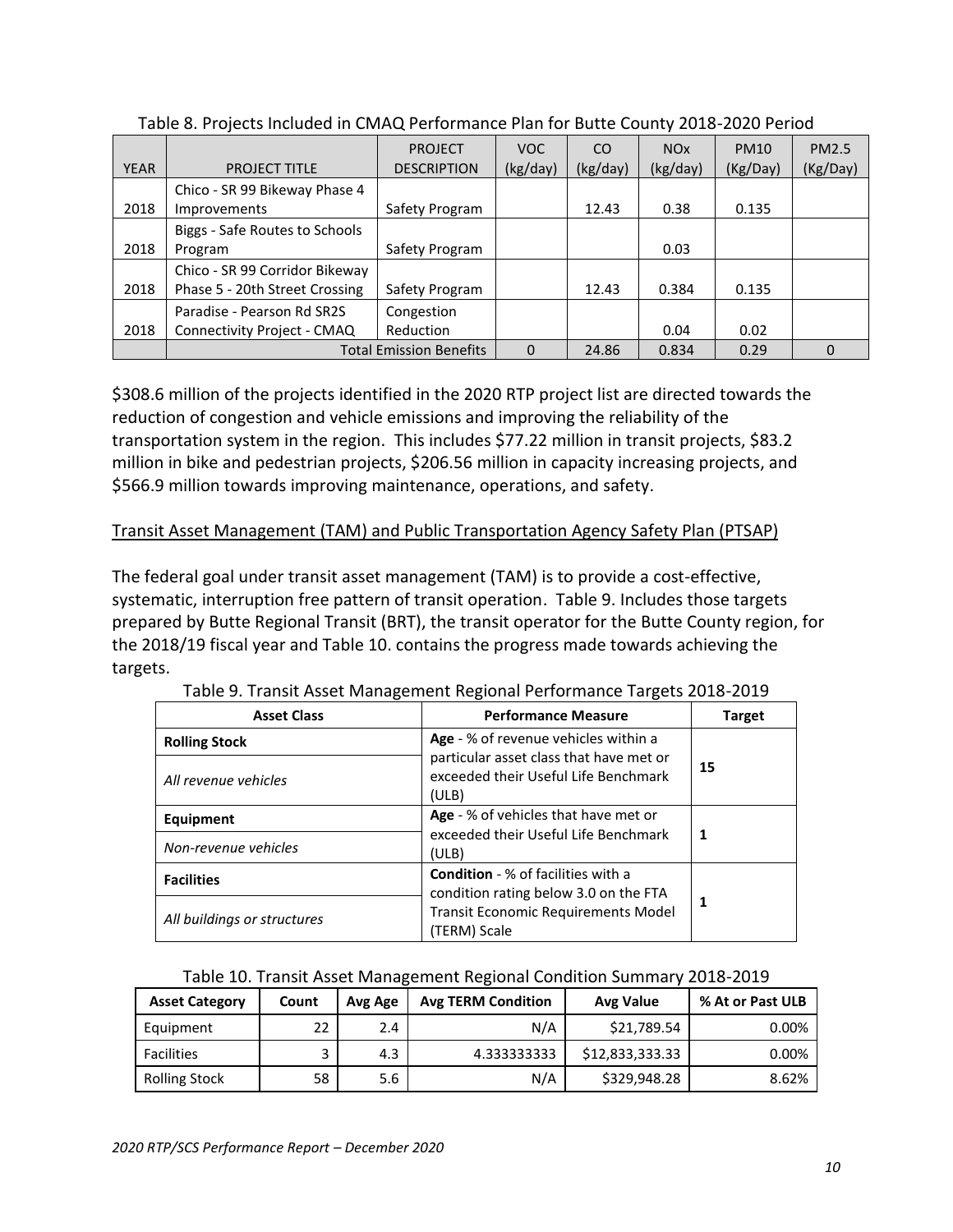Table 8. Projects Included in CMAQ Performance Plan for Butte County 2018-2020 Period

| YEAR | PROJECT TITLE | PROJECT DESCRIPTION | VOC (kg/day) | CO (kg/day) | NOx (kg/day) | PM10 (Kg/Day) | PM2.5 (Kg/Day) |
|---|---|---|---|---|---|---|---|
| 2018 | Chico - SR 99 Bikeway Phase 4 Improvements | Safety Program | | 12.43 | 0.38 | 0.135 | |
| 2018 | Biggs - Safe Routes to Schools Program | Safety Program | | | 0.03 | | |
| 2018 | Chico - SR 99 Corridor Bikeway Phase 5 - 20th Street Crossing | Safety Program | | 12.43 | 0.384 | 0.135 | |
| 2018 | Paradise - Pearson Rd SR2S Connectivity Project - CMAQ | Congestion Reduction | | | 0.04 | 0.02 | |
| | | Total Emission Benefits | 0 | 24.86 | 0.834 | 0.29 | 0 |

$308.6 million of the projects identified in the 2020 RTP project list are directed towards the reduction of congestion and vehicle emissions and improving the reliability of the transportation system in the region. This includes $77.22 million in transit projects, $83.2 million in bike and pedestrian projects, $206.56 million in capacity increasing projects, and $566.9 million towards improving maintenance, operations, and safety.

## Transit Asset Management (TAM) and Public Transportation Agency Safety Plan (PTSAP)

The federal goal under transit asset management (TAM) is to provide a cost-effective, systematic, interruption free pattern of transit operation. Table 9. Includes those targets prepared by Butte Regional Transit (BRT), the transit operator for the Butte County region, for the 2018/19 fiscal year and Table 10. contains the progress made towards achieving the targets.

Table 9. Transit Asset Management Regional Performance Targets 2018-2019

| Asset Class | Performance Measure | Target |
|---|---|---|
| **Rolling Stock**<br>*All revenue vehicles* | **Age** - % of revenue vehicles within a particular asset class that have met or exceeded their Useful Life Benchmark (ULB) | **15** |
| **Equipment**<br>*Non-revenue vehicles* | **Age** - % of vehicles that have met or exceeded their Useful Life Benchmark (ULB) | **1** |
| **Facilities**<br>*All buildings or structures* | **Condition** - % of facilities with a condition rating below 3.0 on the FTA Transit Economic Requirements Model (TERM) Scale | **1** |

Table 10. Transit Asset Management Regional Condition Summary 2018-2019

| Asset Category | Count | Avg Age | Avg TERM Condition | Avg Value | % At or Past ULB |
|---|---|---|---|---|---|
| Equipment | 22 | 2.4 | N/A | $21,789.54 | 0.00% |
| Facilities | 3 | 4.3 | 4.333333333 | $12,833,333.33 | 0.00% |
| Rolling Stock | 58 | 5.6 | N/A | $329,948.28 | 8.62% |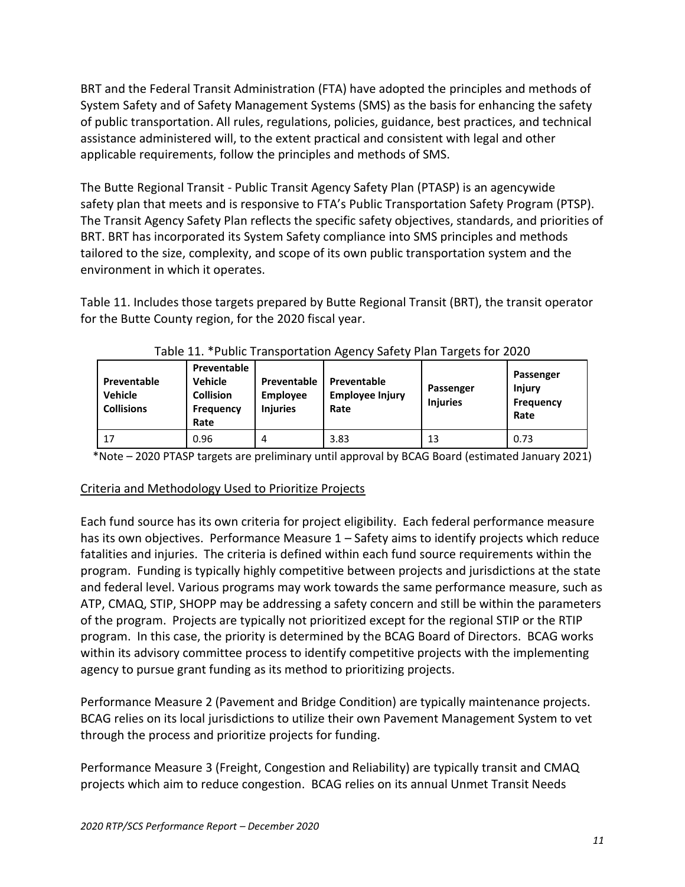BRT and the Federal Transit Administration (FTA) have adopted the principles and methods of System Safety and of Safety Management Systems (SMS) as the basis for enhancing the safety of public transportation. All rules, regulations, policies, guidance, best practices, and technical assistance administered will, to the extent practical and consistent with legal and other applicable requirements, follow the principles and methods of SMS.

The Butte Regional Transit - Public Transit Agency Safety Plan (PTASP) is an agencywide safety plan that meets and is responsive to FTA's Public Transportation Safety Program (PTSP). The Transit Agency Safety Plan reflects the specific safety objectives, standards, and priorities of BRT. BRT has incorporated its System Safety compliance into SMS principles and methods tailored to the size, complexity, and scope of its own public transportation system and the environment in which it operates.

Table 11. Includes those targets prepared by Butte Regional Transit (BRT), the transit operator for the Butte County region, for the 2020 fiscal year.

Table 11. *Public Transportation Agency Safety Plan Targets for 2020

| Preventable Vehicle Collisions | Preventable Vehicle Collision Frequency Rate | Preventable Employee Injuries | Preventable Employee Injury Rate | Passenger Injuries | Passenger Injury Frequency Rate |
|---|---|---|---|---|---|
| 17 | 0.96 | 4 | 3.83 | 13 | 0.73 |

*Note – 2020 PTASP targets are preliminary until approval by BCAG Board (estimated January 2021)

## Criteria and Methodology Used to Prioritize Projects

Each fund source has its own criteria for project eligibility. Each federal performance measure has its own objectives. Performance Measure 1 – Safety aims to identify projects which reduce fatalities and injuries. The criteria is defined within each fund source requirements within the program. Funding is typically highly competitive between projects and jurisdictions at the state and federal level. Various programs may work towards the same performance measure, such as ATP, CMAQ, STIP, SHOPP may be addressing a safety concern and still be within the parameters of the program. Projects are typically not prioritized except for the regional STIP or the RTIP program. In this case, the priority is determined by the BCAG Board of Directors. BCAG works within its advisory committee process to identify competitive projects with the implementing agency to pursue grant funding as its method to prioritizing projects.

Performance Measure 2 (Pavement and Bridge Condition) are typically maintenance projects. BCAG relies on its local jurisdictions to utilize their own Pavement Management System to vet through the process and prioritize projects for funding.

Performance Measure 3 (Freight, Congestion and Reliability) are typically transit and CMAQ projects which aim to reduce congestion. BCAG relies on its annual Unmet Transit Needs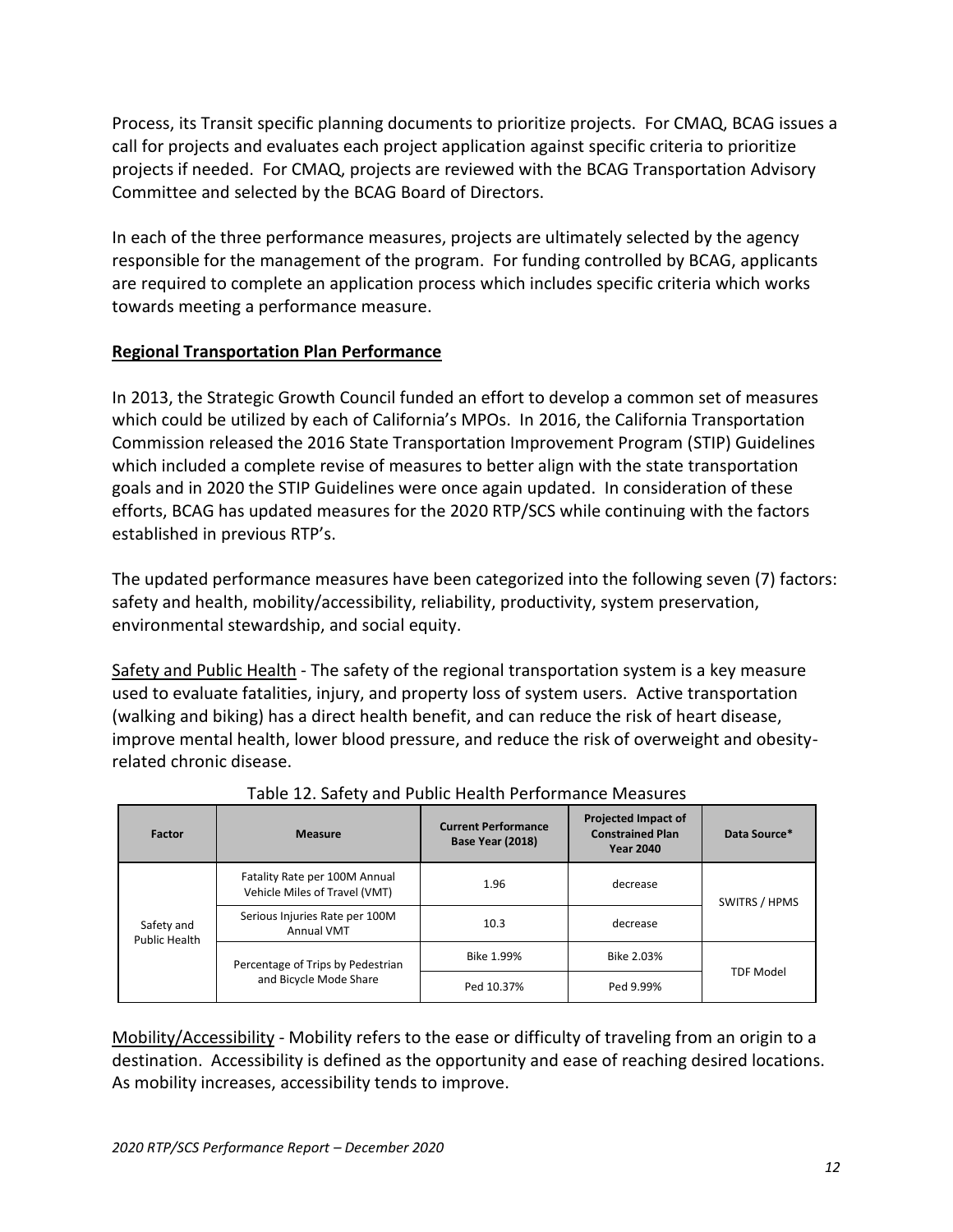Process, its Transit specific planning documents to prioritize projects. For CMAQ, BCAG issues a call for projects and evaluates each project application against specific criteria to prioritize projects if needed. For CMAQ, projects are reviewed with the BCAG Transportation Advisory Committee and selected by the BCAG Board of Directors.

In each of the three performance measures, projects are ultimately selected by the agency responsible for the management of the program. For funding controlled by BCAG, applicants are required to complete an application process which includes specific criteria which works towards meeting a performance measure.

## Regional Transportation Plan Performance

In 2013, the Strategic Growth Council funded an effort to develop a common set of measures which could be utilized by each of California's MPOs. In 2016, the California Transportation Commission released the 2016 State Transportation Improvement Program (STIP) Guidelines which included a complete revise of measures to better align with the state transportation goals and in 2020 the STIP Guidelines were once again updated. In consideration of these efforts, BCAG has updated measures for the 2020 RTP/SCS while continuing with the factors established in previous RTP's.

The updated performance measures have been categorized into the following seven (7) factors: safety and health, mobility/accessibility, reliability, productivity, system preservation, environmental stewardship, and social equity.

Safety and Public Health - The safety of the regional transportation system is a key measure used to evaluate fatalities, injury, and property loss of system users. Active transportation (walking and biking) has a direct health benefit, and can reduce the risk of heart disease, improve mental health, lower blood pressure, and reduce the risk of overweight and obesity-related chronic disease.

Table 12. Safety and Public Health Performance Measures

| Factor | Measure | Current Performance Base Year (2018) | Projected Impact of Constrained Plan Year 2040 | Data Source* |
|---|---|---|---|---|
| Safety and Public Health | Fatality Rate per 100M Annual Vehicle Miles of Travel (VMT) | 1.96 | decrease | SWITRS / HPMS |
| | Serious Injuries Rate per 100M Annual VMT | 10.3 | decrease | |
| | Percentage of Trips by Pedestrian and Bicycle Mode Share | Bike 1.99% | Bike 2.03% | TDF Model |
| | | Ped 10.37% | Ped 9.99% | |

Mobility/Accessibility - Mobility refers to the ease or difficulty of traveling from an origin to a destination. Accessibility is defined as the opportunity and ease of reaching desired locations. As mobility increases, accessibility tends to improve.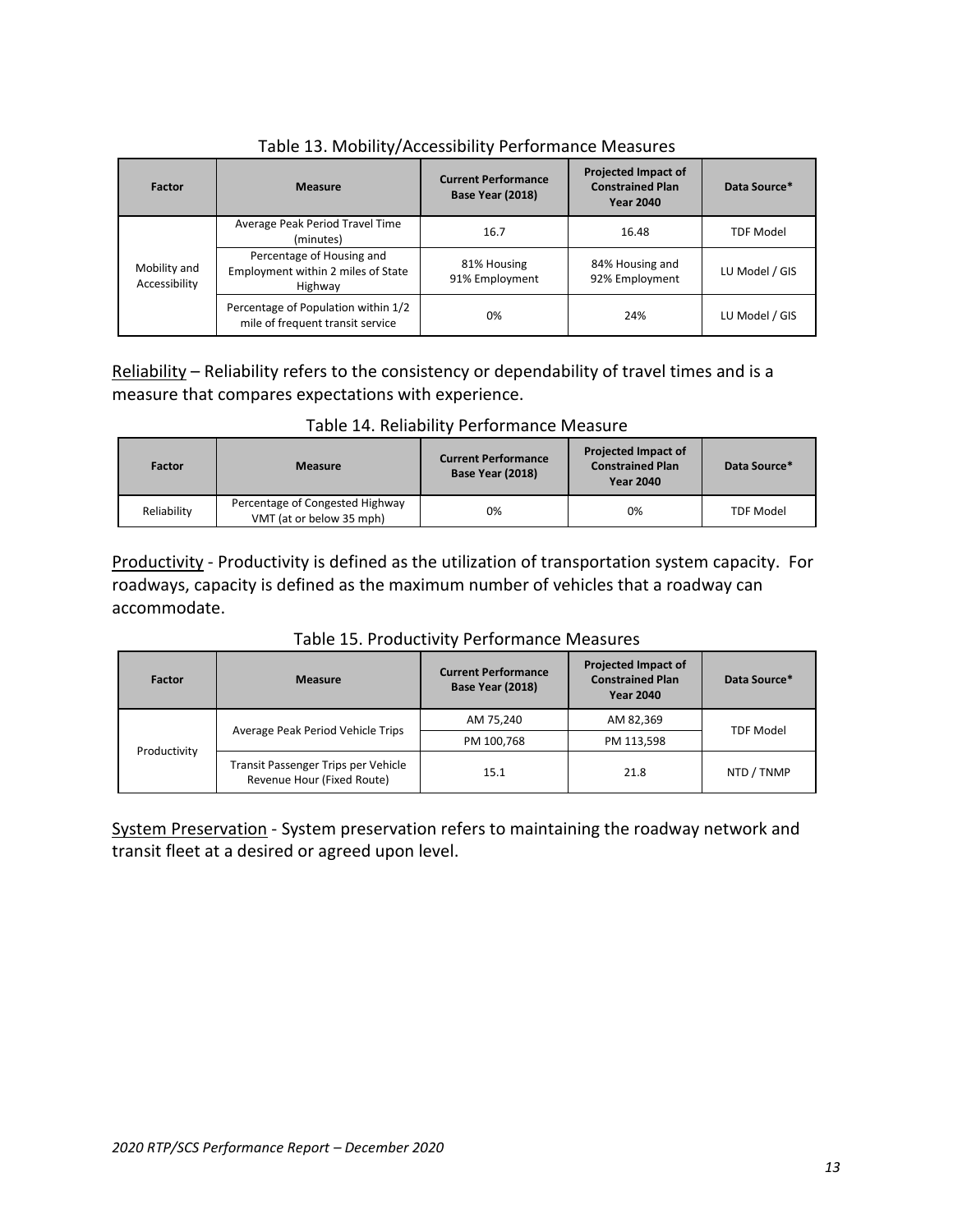Table 13. Mobility/Accessibility Performance Measures

| Factor | Measure | Current Performance Base Year (2018) | Projected Impact of Constrained Plan Year 2040 | Data Source* |
|---|---|---|---|---|
| Mobility and Accessibility | Average Peak Period Travel Time (minutes) | 16.7 | 16.48 | TDF Model |
| | Percentage of Housing and Employment within 2 miles of State Highway | 81% Housing 91% Employment | 84% Housing and 92% Employment | LU Model / GIS |
| | Percentage of Population within 1/2 mile of frequent transit service | 0% | 24% | LU Model / GIS |

<u>Reliability</u> – Reliability refers to the consistency or dependability of travel times and is a measure that compares expectations with experience.

Table 14. Reliability Performance Measure

| Factor | Measure | Current Performance Base Year (2018) | Projected Impact of Constrained Plan Year 2040 | Data Source* |
|---|---|---|---|---|
| Reliability | Percentage of Congested Highway VMT (at or below 35 mph) | 0% | 0% | TDF Model |

<u>Productivity</u> - Productivity is defined as the utilization of transportation system capacity. For roadways, capacity is defined as the maximum number of vehicles that a roadway can accommodate.

Table 15. Productivity Performance Measures

| Factor | Measure | Current Performance Base Year (2018) | Projected Impact of Constrained Plan Year 2040 | Data Source* |
|---|---|---|---|---|
| Productivity | Average Peak Period Vehicle Trips | AM 75,240 | AM 82,369 | TDF Model |
| | | PM 100,768 | PM 113,598 | |
| | Transit Passenger Trips per Vehicle Revenue Hour (Fixed Route) | 15.1 | 21.8 | NTD / TNMP |

<u>System Preservation</u> - System preservation refers to maintaining the roadway network and transit fleet at a desired or agreed upon level.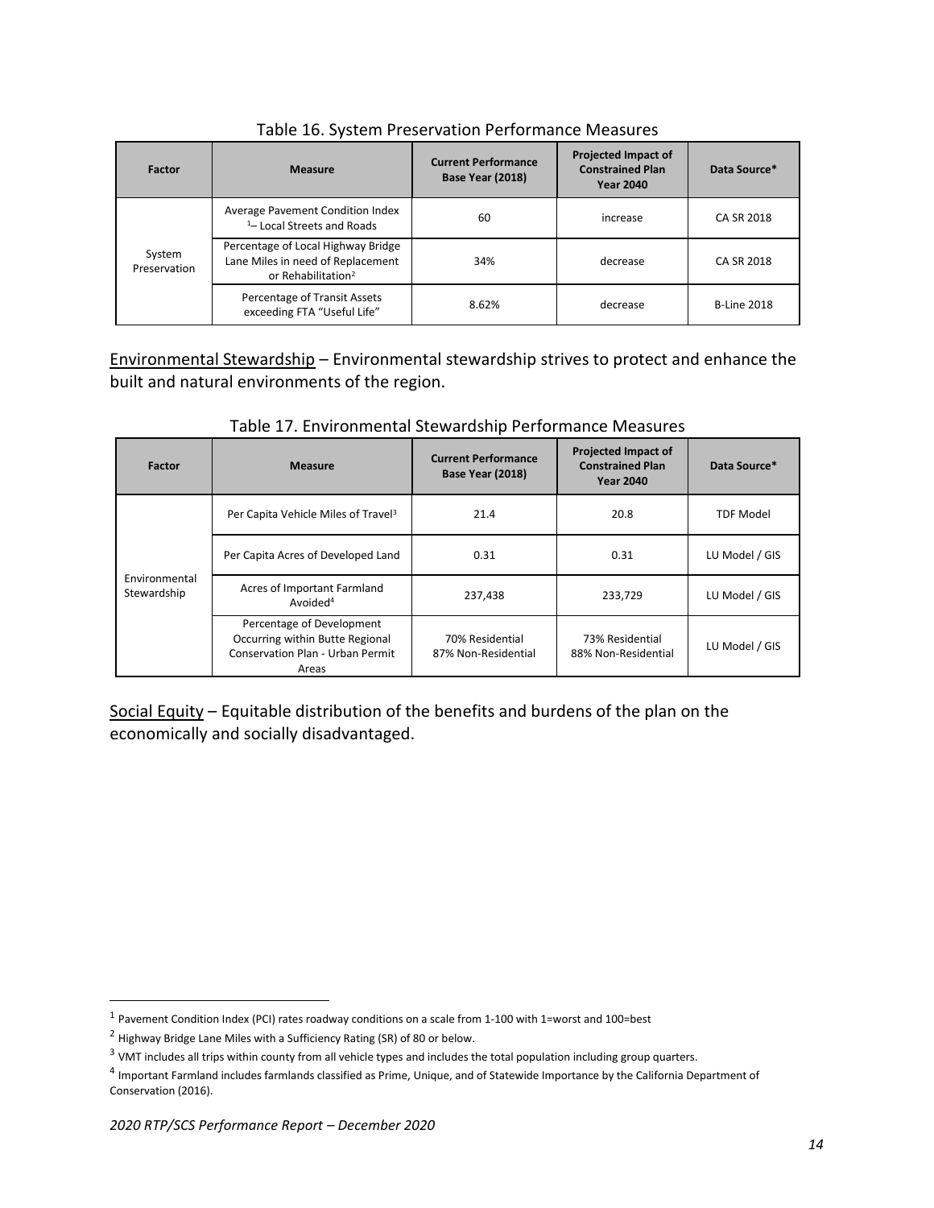Table 16. System Preservation Performance Measures

| Factor | Measure | Current Performance Base Year (2018) | Projected Impact of Constrained Plan Year 2040 | Data Source* |
|---|---|---|---|---|
| System Preservation | Average Pavement Condition Index [1]– Local Streets and Roads | 60 | increase | CA SR 2018 |
| | Percentage of Local Highway Bridge Lane Miles in need of Replacement or Rehabilitation[2] | 34% | decrease | CA SR 2018 |
| | Percentage of Transit Assets exceeding FTA "Useful Life" | 8.62% | decrease | B-Line 2018 |

Environmental Stewardship – Environmental stewardship strives to protect and enhance the built and natural environments of the region.

Table 17. Environmental Stewardship Performance Measures

| Factor | Measure | Current Performance Base Year (2018) | Projected Impact of Constrained Plan Year 2040 | Data Source* |
|---|---|---|---|---|
| Environmental Stewardship | Per Capita Vehicle Miles of Travel[3] | 21.4 | 20.8 | TDF Model |
| | Per Capita Acres of Developed Land | 0.31 | 0.31 | LU Model / GIS |
| | Acres of Important Farmland Avoided[4] | 237,438 | 233,729 | LU Model / GIS |
| | Percentage of Development Occurring within Butte Regional Conservation Plan - Urban Permit Areas | 70% Residential 87% Non-Residential | 73% Residential 88% Non-Residential | LU Model / GIS |

Social Equity – Equitable distribution of the benefits and burdens of the plan on the economically and socially disadvantaged.

[1] Pavement Condition Index (PCI) rates roadway conditions on a scale from 1-100 with 1=worst and 100=best

[2] Highway Bridge Lane Miles with a Sufficiency Rating (SR) of 80 or below.

[3] VMT includes all trips within county from all vehicle types and includes the total population including group quarters.

[4] Important Farmland includes farmlands classified as Prime, Unique, and of Statewide Importance by the California Department of Conservation (2016).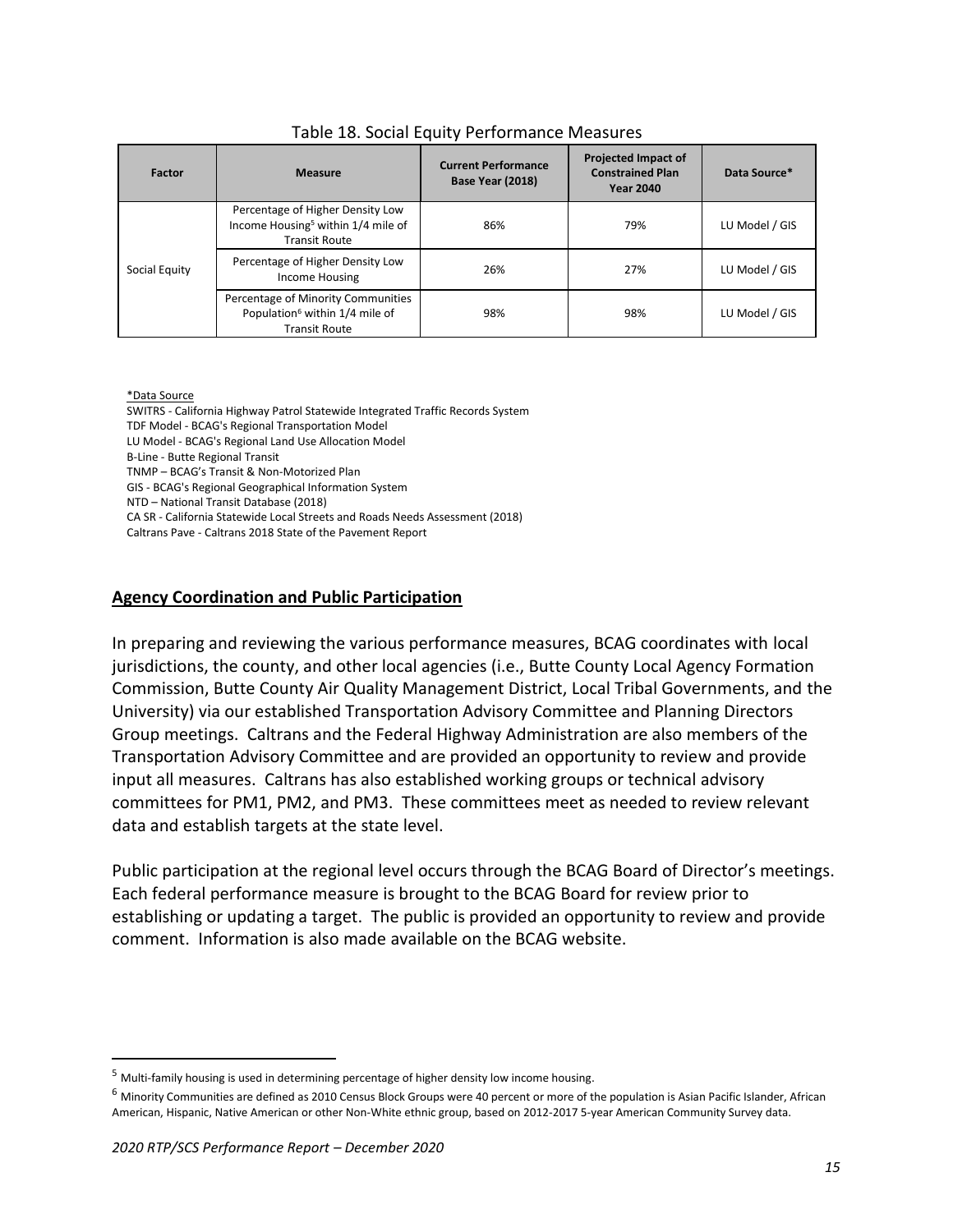Table 18. Social Equity Performance Measures

| Factor | Measure | Current Performance Base Year (2018) | Projected Impact of Constrained Plan Year 2040 | Data Source* |
|---|---|---|---|---|
| Social Equity | Percentage of Higher Density Low Income Housing[5] within 1/4 mile of Transit Route | 86% | 79% | LU Model / GIS |
| | Percentage of Higher Density Low Income Housing | 26% | 27% | LU Model / GIS |
| | Percentage of Minority Communities Population[6] within 1/4 mile of Transit Route | 98% | 98% | LU Model / GIS |

*Data Source
SWITRS - California Highway Patrol Statewide Integrated Traffic Records System
TDF Model - BCAG's Regional Transportation Model
LU Model - BCAG's Regional Land Use Allocation Model
B-Line - Butte Regional Transit
TNMP – BCAG's Transit & Non-Motorized Plan
GIS - BCAG's Regional Geographical Information System
NTD – National Transit Database (2018)
CA SR - California Statewide Local Streets and Roads Needs Assessment (2018)
Caltrans Pave - Caltrans 2018 State of the Pavement Report

## Agency Coordination and Public Participation

In preparing and reviewing the various performance measures, BCAG coordinates with local jurisdictions, the county, and other local agencies (i.e., Butte County Local Agency Formation Commission, Butte County Air Quality Management District, Local Tribal Governments, and the University) via our established Transportation Advisory Committee and Planning Directors Group meetings. Caltrans and the Federal Highway Administration are also members of the Transportation Advisory Committee and are provided an opportunity to review and provide input all measures. Caltrans has also established working groups or technical advisory committees for PM1, PM2, and PM3. These committees meet as needed to review relevant data and establish targets at the state level.

Public participation at the regional level occurs through the BCAG Board of Director's meetings. Each federal performance measure is brought to the BCAG Board for review prior to establishing or updating a target. The public is provided an opportunity to review and provide comment. Information is also made available on the BCAG website.

[5] Multi-family housing is used in determining percentage of higher density low income housing.

[6] Minority Communities are defined as 2010 Census Block Groups were 40 percent or more of the population is Asian Pacific Islander, African American, Hispanic, Native American or other Non-White ethnic group, based on 2012-2017 5-year American Community Survey data.